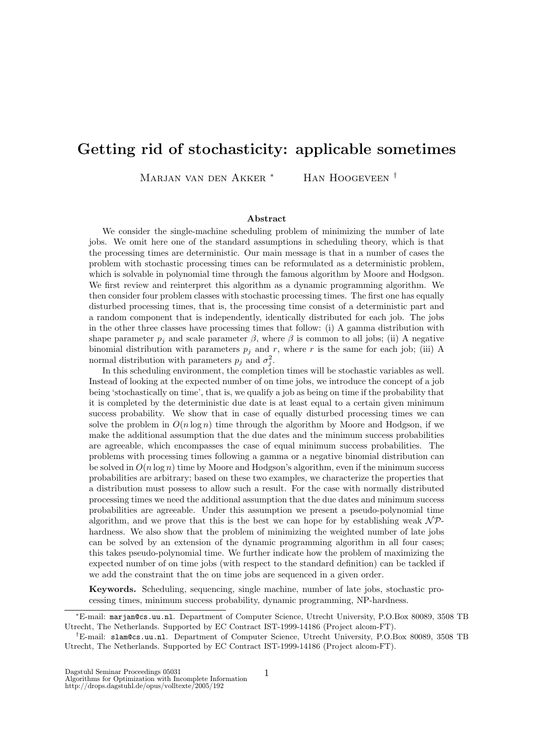# Getting rid of stochasticity: applicable sometimes

Marjan van den Akker [*] Han Hoogeveen [†]

**Abstract**

We consider the single-machine scheduling problem of minimizing the number of late jobs. We omit here one of the standard assumptions in scheduling theory, which is that the processing times are deterministic. Our main message is that in a number of cases the problem with stochastic processing times can be reformulated as a deterministic problem, which is solvable in polynomial time through the famous algorithm by Moore and Hodgson. We first review and reinterpret this algorithm as a dynamic programming algorithm. We then consider four problem classes with stochastic processing times. The first one has equally disturbed processing times, that is, the processing time consist of a deterministic part and a random component that is independently, identically distributed for each job. The jobs in the other three classes have processing times that follow: (i) A gamma distribution with shape parameter $p_j$ and scale parameter $\beta$, where $\beta$ is common to all jobs; (ii) A negative binomial distribution with parameters $p_j$ and $r$, where $r$ is the same for each job; (iii) A normal distribution with parameters $p_j$ and $\sigma_j^2$.

In this scheduling environment, the completion times will be stochastic variables as well. Instead of looking at the expected number of on time jobs, we introduce the concept of a job being 'stochastically on time', that is, we qualify a job as being on time if the probability that it is completed by the deterministic due date is at least equal to a certain given minimum success probability. We show that in case of equally disturbed processing times we can solve the problem in $O(n \log n)$ time through the algorithm by Moore and Hodgson, if we make the additional assumption that the due dates and the minimum success probabilities are agreeable, which encompasses the case of equal minimum success probabilities. The problems with processing times following a gamma or a negative binomial distribution can be solved in $O(n \log n)$ time by Moore and Hodgson's algorithm, even if the minimum success probabilities are arbitrary; based on these two examples, we characterize the properties that a distribution must possess to allow such a result. For the case with normally distributed processing times we need the additional assumption that the due dates and minimum success probabilities are agreeable. Under this assumption we present a pseudo-polynomial time algorithm, and we prove that this is the best we can hope for by establishing weak $\mathcal{NP}$-hardness. We also show that the problem of minimizing the weighted number of late jobs can be solved by an extension of the dynamic programming algorithm in all four cases; this takes pseudo-polynomial time. We further indicate how the problem of maximizing the expected number of on time jobs (with respect to the standard definition) can be tackled if we add the constraint that the on time jobs are sequenced in a given order.

**Keywords.** Scheduling, sequencing, single machine, number of late jobs, stochastic processing times, minimum success probability, dynamic programming, NP-hardness.

---

[*] E-mail: `marjan@cs.uu.nl`. Department of Computer Science, Utrecht University, P.O.Box 80089, 3508 TB Utrecht, The Netherlands. Supported by EC Contract IST-1999-14186 (Project alcom-FT).

[†] E-mail: `slam@cs.uu.nl`. Department of Computer Science, Utrecht University, P.O.Box 80089, 3508 TB Utrecht, The Netherlands. Supported by EC Contract IST-1999-14186 (Project alcom-FT).

Dagstuhl Seminar Proceedings 05031
Algorithms for Optimization with Incomplete Information
http://drops.dagstuhl.de/opus/volltexte/2005/192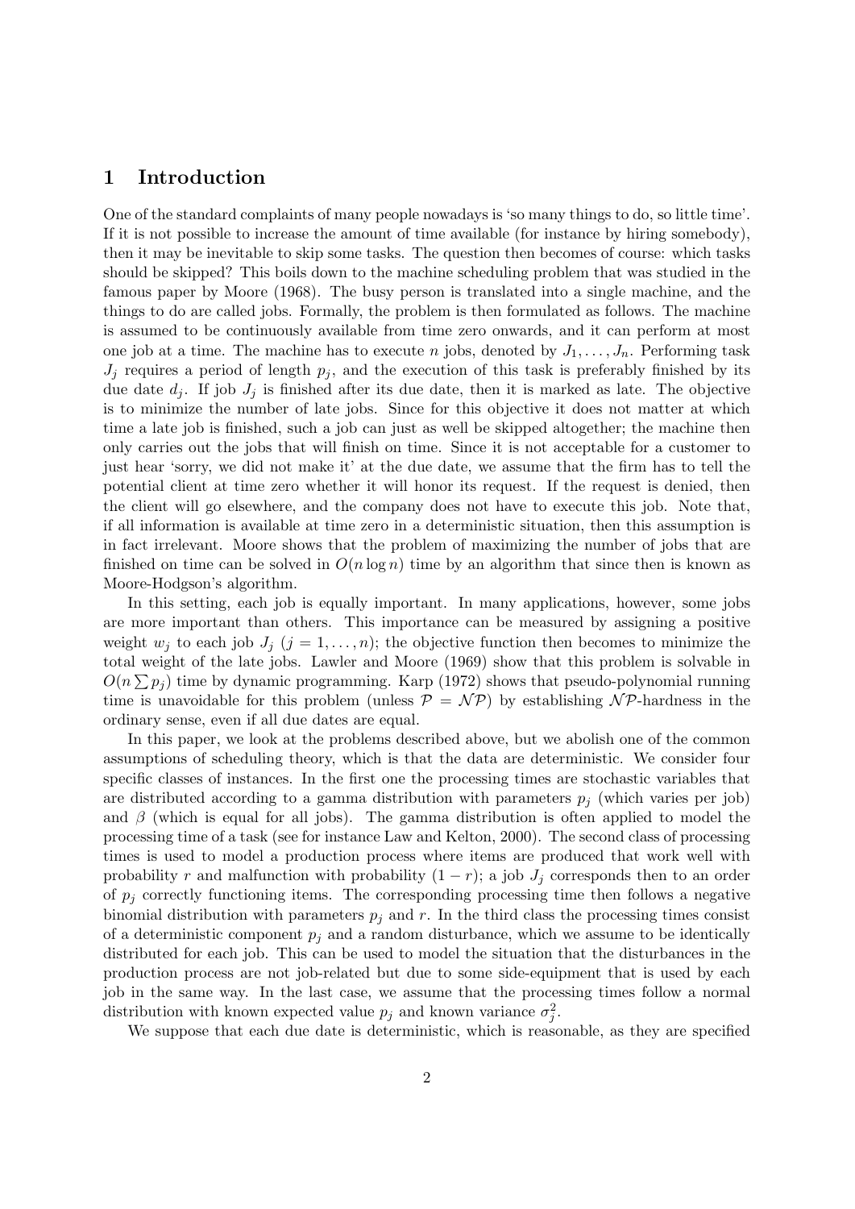# 1 Introduction

One of the standard complaints of many people nowadays is 'so many things to do, so little time'. If it is not possible to increase the amount of time available (for instance by hiring somebody), then it may be inevitable to skip some tasks. The question then becomes of course: which tasks should be skipped? This boils down to the machine scheduling problem that was studied in the famous paper by Moore (1968). The busy person is translated into a single machine, and the things to do are called jobs. Formally, the problem is then formulated as follows. The machine is assumed to be continuously available from time zero onwards, and it can perform at most one job at a time. The machine has to execute $n$ jobs, denoted by $J_1, \ldots, J_n$. Performing task $J_j$ requires a period of length $p_j$, and the execution of this task is preferably finished by its due date $d_j$. If job $J_j$ is finished after its due date, then it is marked as late. The objective is to minimize the number of late jobs. Since for this objective it does not matter at which time a late job is finished, such a job can just as well be skipped altogether; the machine then only carries out the jobs that will finish on time. Since it is not acceptable for a customer to just hear 'sorry, we did not make it' at the due date, we assume that the firm has to tell the potential client at time zero whether it will honor its request. If the request is denied, then the client will go elsewhere, and the company does not have to execute this job. Note that, if all information is available at time zero in a deterministic situation, then this assumption is in fact irrelevant. Moore shows that the problem of maximizing the number of jobs that are finished on time can be solved in $O(n \log n)$ time by an algorithm that since then is known as Moore-Hodgson's algorithm.

In this setting, each job is equally important. In many applications, however, some jobs are more important than others. This importance can be measured by assigning a positive weight $w_j$ to each job $J_j$ ($j = 1, \ldots, n$); the objective function then becomes to minimize the total weight of the late jobs. Lawler and Moore (1969) show that this problem is solvable in $O(n \sum p_j)$ time by dynamic programming. Karp (1972) shows that pseudo-polynomial running time is unavoidable for this problem (unless $\mathcal{P} = \mathcal{NP}$) by establishing $\mathcal{NP}$-hardness in the ordinary sense, even if all due dates are equal.

In this paper, we look at the problems described above, but we abolish one of the common assumptions of scheduling theory, which is that the data are deterministic. We consider four specific classes of instances. In the first one the processing times are stochastic variables that are distributed according to a gamma distribution with parameters $p_j$ (which varies per job) and $\beta$ (which is equal for all jobs). The gamma distribution is often applied to model the processing time of a task (see for instance Law and Kelton, 2000). The second class of processing times is used to model a production process where items are produced that work well with probability $r$ and malfunction with probability $(1 - r)$; a job $J_j$ corresponds then to an order of $p_j$ correctly functioning items. The corresponding processing time then follows a negative binomial distribution with parameters $p_j$ and $r$. In the third class the processing times consist of a deterministic component $p_j$ and a random disturbance, which we assume to be identically distributed for each job. This can be used to model the situation that the disturbances in the production process are not job-related but due to some side-equipment that is used by each job in the same way. In the last case, we assume that the processing times follow a normal distribution with known expected value $p_j$ and known variance $\sigma_j^2$.

We suppose that each due date is deterministic, which is reasonable, as they are specified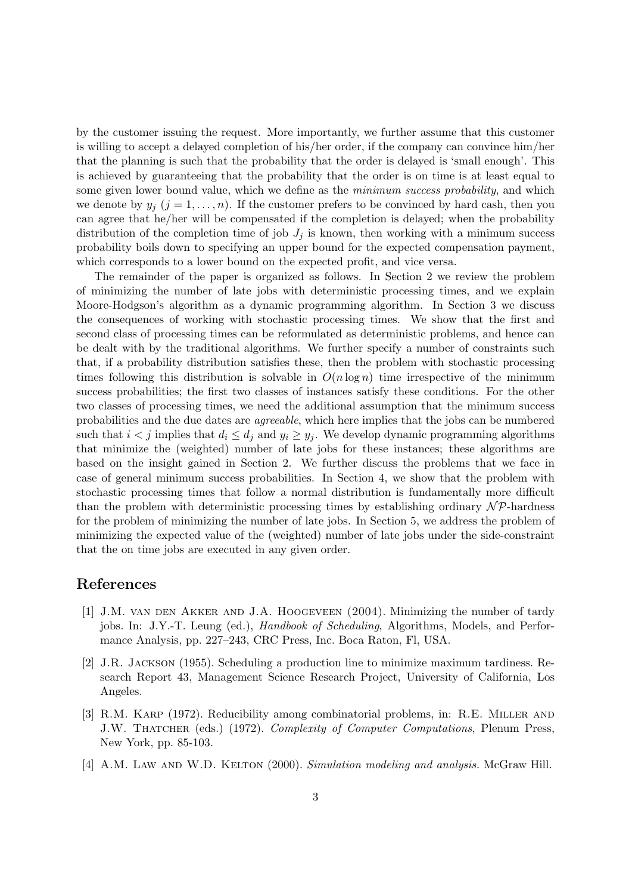by the customer issuing the request. More importantly, we further assume that this customer is willing to accept a delayed completion of his/her order, if the company can convince him/her that the planning is such that the probability that the order is delayed is 'small enough'. This is achieved by guaranteeing that the probability that the order is on time is at least equal to some given lower bound value, which we define as the *minimum success probability*, and which we denote by $y_j$ ($j = 1, \ldots, n$). If the customer prefers to be convinced by hard cash, then you can agree that he/her will be compensated if the completion is delayed; when the probability distribution of the completion time of job $J_j$ is known, then working with a minimum success probability boils down to specifying an upper bound for the expected compensation payment, which corresponds to a lower bound on the expected profit, and vice versa.

The remainder of the paper is organized as follows. In Section 2 we review the problem of minimizing the number of late jobs with deterministic processing times, and we explain Moore-Hodgson's algorithm as a dynamic programming algorithm. In Section 3 we discuss the consequences of working with stochastic processing times. We show that the first and second class of processing times can be reformulated as deterministic problems, and hence can be dealt with by the traditional algorithms. We further specify a number of constraints such that, if a probability distribution satisfies these, then the problem with stochastic processing times following this distribution is solvable in $O(n \log n)$ time irrespective of the minimum success probabilities; the first two classes of instances satisfy these conditions. For the other two classes of processing times, we need the additional assumption that the minimum success probabilities and the due dates are *agreeable*, which here implies that the jobs can be numbered such that $i < j$ implies that $d_i \leq d_j$ and $y_i \geq y_j$. We develop dynamic programming algorithms that minimize the (weighted) number of late jobs for these instances; these algorithms are based on the insight gained in Section 2. We further discuss the problems that we face in case of general minimum success probabilities. In Section 4, we show that the problem with stochastic processing times that follow a normal distribution is fundamentally more difficult than the problem with deterministic processing times by establishing ordinary $\mathcal{NP}$-hardness for the problem of minimizing the number of late jobs. In Section 5, we address the problem of minimizing the expected value of the (weighted) number of late jobs under the side-constraint that the on time jobs are executed in any given order.

## References

[1] J.M. van den Akker and J.A. Hoogeveen (2004). Minimizing the number of tardy jobs. In: J.Y.-T. Leung (ed.), *Handbook of Scheduling*, Algorithms, Models, and Performance Analysis, pp. 227–243, CRC Press, Inc. Boca Raton, Fl, USA.

[2] J.R. Jackson (1955). Scheduling a production line to minimize maximum tardiness. Research Report 43, Management Science Research Project, University of California, Los Angeles.

[3] R.M. Karp (1972). Reducibility among combinatorial problems, in: R.E. Miller and J.W. Thatcher (eds.) (1972). *Complexity of Computer Computations*, Plenum Press, New York, pp. 85-103.

[4] A.M. Law and W.D. Kelton (2000). *Simulation modeling and analysis.* McGraw Hill.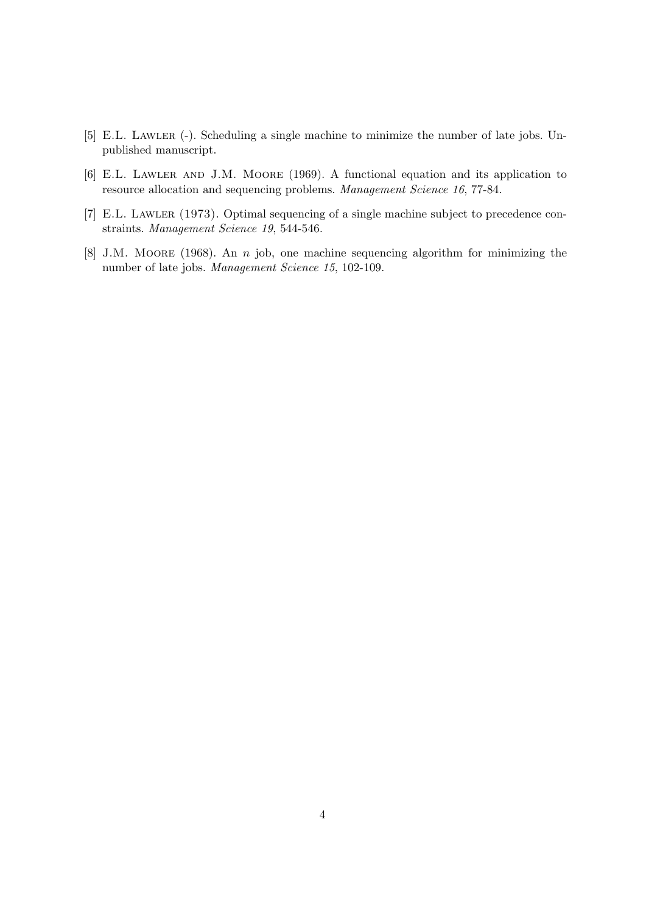[5] E.L. Lawler (-). Scheduling a single machine to minimize the number of late jobs. Unpublished manuscript.

[6] E.L. Lawler and J.M. Moore (1969). A functional equation and its application to resource allocation and sequencing problems. *Management Science 16*, 77-84.

[7] E.L. Lawler (1973). Optimal sequencing of a single machine subject to precedence constraints. *Management Science 19*, 544-546.

[8] J.M. Moore (1968). An $n$ job, one machine sequencing algorithm for minimizing the number of late jobs. *Management Science 15*, 102-109.